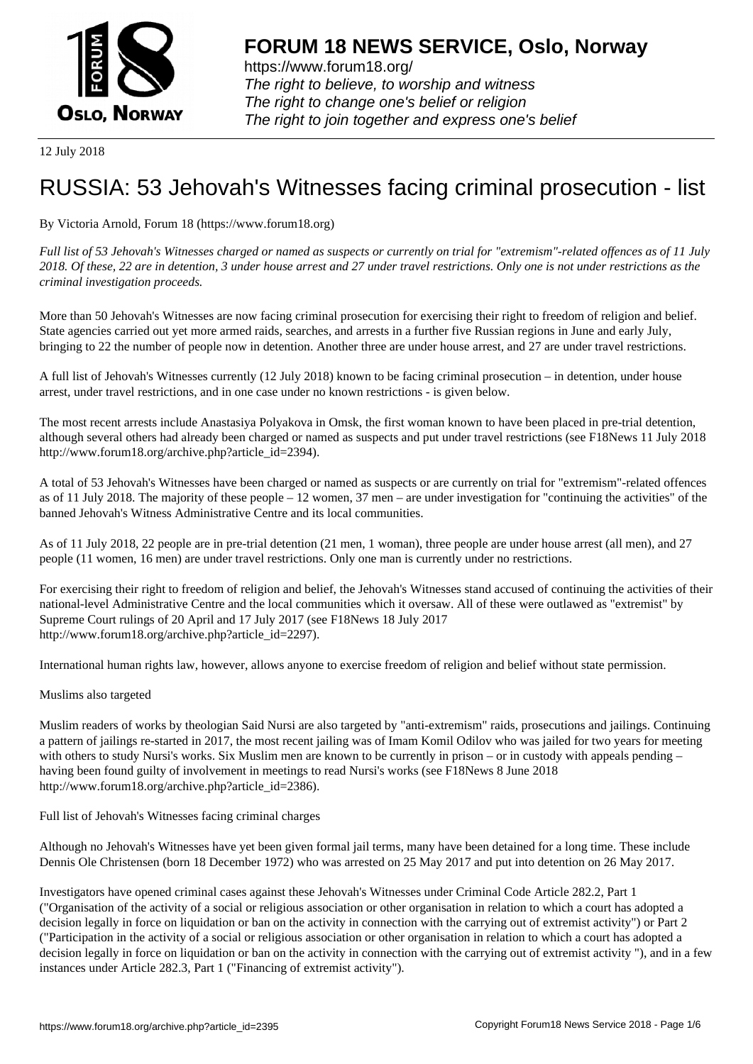# FORUM 18 NEWS SERVICE, Oslo, Norway

https://www.forum18.org/
*The right to believe, to worship and witness*
*The right to change one's belief or religion*
*The right to join together and express one's belief*

12 July 2018

# RUSSIA: 53 Jehovah's Witnesses facing criminal prosecution - list

By Victoria Arnold, Forum 18 (https://www.forum18.org)

*Full list of 53 Jehovah's Witnesses charged or named as suspects or currently on trial for "extremism"-related offences as of 11 July 2018. Of these, 22 are in detention, 3 under house arrest and 27 under travel restrictions. Only one is not under restrictions as the criminal investigation proceeds.*

More than 50 Jehovah's Witnesses are now facing criminal prosecution for exercising their right to freedom of religion and belief. State agencies carried out yet more armed raids, searches, and arrests in a further five Russian regions in June and early July, bringing to 22 the number of people now in detention. Another three are under house arrest, and 27 are under travel restrictions.

A full list of Jehovah's Witnesses currently (12 July 2018) known to be facing criminal prosecution – in detention, under house arrest, under travel restrictions, and in one case under no known restrictions - is given below.

The most recent arrests include Anastasiya Polyakova in Omsk, the first woman known to have been placed in pre-trial detention, although several others had already been charged or named as suspects and put under travel restrictions (see F18News 11 July 2018 http://www.forum18.org/archive.php?article_id=2394).

A total of 53 Jehovah's Witnesses have been charged or named as suspects or are currently on trial for "extremism"-related offences as of 11 July 2018. The majority of these people – 12 women, 37 men – are under investigation for "continuing the activities" of the banned Jehovah's Witness Administrative Centre and its local communities.

As of 11 July 2018, 22 people are in pre-trial detention (21 men, 1 woman), three people are under house arrest (all men), and 27 people (11 women, 16 men) are under travel restrictions. Only one man is currently under no restrictions.

For exercising their right to freedom of religion and belief, the Jehovah's Witnesses stand accused of continuing the activities of their national-level Administrative Centre and the local communities which it oversaw. All of these were outlawed as "extremist" by Supreme Court rulings of 20 April and 17 July 2017 (see F18News 18 July 2017 http://www.forum18.org/archive.php?article_id=2297).

International human rights law, however, allows anyone to exercise freedom of religion and belief without state permission.

## Muslims also targeted

Muslim readers of works by theologian Said Nursi are also targeted by "anti-extremism" raids, prosecutions and jailings. Continuing a pattern of jailings re-started in 2017, the most recent jailing was of Imam Komil Odilov who was jailed for two years for meeting with others to study Nursi's works. Six Muslim men are known to be currently in prison – or in custody with appeals pending – having been found guilty of involvement in meetings to read Nursi's works (see F18News 8 June 2018 http://www.forum18.org/archive.php?article_id=2386).

## Full list of Jehovah's Witnesses facing criminal charges

Although no Jehovah's Witnesses have yet been given formal jail terms, many have been detained for a long time. These include Dennis Ole Christensen (born 18 December 1972) who was arrested on 25 May 2017 and put into detention on 26 May 2017.

Investigators have opened criminal cases against these Jehovah's Witnesses under Criminal Code Article 282.2, Part 1 ("Organisation of the activity of a social or religious association or other organisation in relation to which a court has adopted a decision legally in force on liquidation or ban on the activity in connection with the carrying out of extremist activity") or Part 2 ("Participation in the activity of a social or religious association or other organisation in relation to which a court has adopted a decision legally in force on liquidation or ban on the activity in connection with the carrying out of extremist activity "), and in a few instances under Article 282.3, Part 1 ("Financing of extremist activity").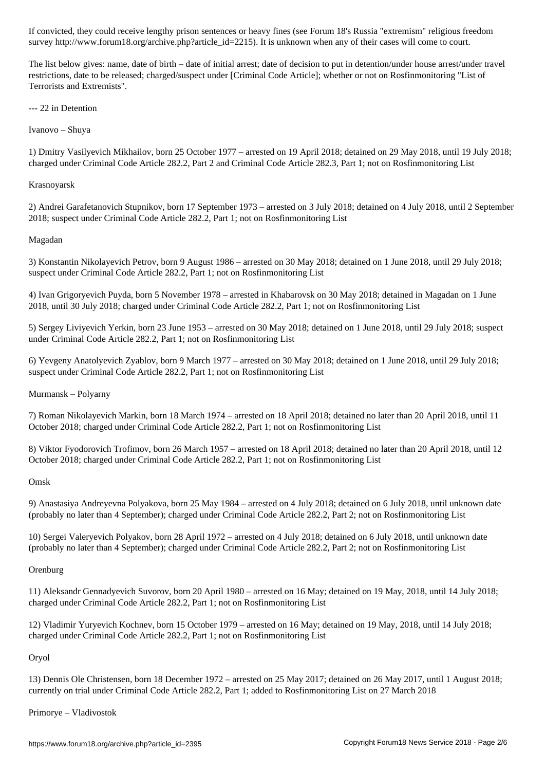If convicted, they could receive lengthy prison sentences or heavy fines (see Forum 18's Russia "extremism" religious freedom survey http://www.forum18.org/archive.php?article_id=2215). It is unknown when any of their cases will come to court.

The list below gives: name, date of birth – date of initial arrest; date of decision to put in detention/under house arrest/under travel restrictions, date to be released; charged/suspect under [Criminal Code Article]; whether or not on Rosfinmonitoring "List of Terrorists and Extremists".

--- 22 in Detention

Ivanovo – Shuya

1) Dmitry Vasilyevich Mikhailov, born 25 October 1977 – arrested on 19 April 2018; detained on 29 May 2018, until 19 July 2018; charged under Criminal Code Article 282.2, Part 2 and Criminal Code Article 282.3, Part 1; not on Rosfinmonitoring List

Krasnoyarsk

2) Andrei Garafetanovich Stupnikov, born 17 September 1973 – arrested on 3 July 2018; detained on 4 July 2018, until 2 September 2018; suspect under Criminal Code Article 282.2, Part 1; not on Rosfinmonitoring List

Magadan

3) Konstantin Nikolayevich Petrov, born 9 August 1986 – arrested on 30 May 2018; detained on 1 June 2018, until 29 July 2018; suspect under Criminal Code Article 282.2, Part 1; not on Rosfinmonitoring List

4) Ivan Grigoryevich Puyda, born 5 November 1978 – arrested in Khabarovsk on 30 May 2018; detained in Magadan on 1 June 2018, until 30 July 2018; charged under Criminal Code Article 282.2, Part 1; not on Rosfinmonitoring List

5) Sergey Liviyevich Yerkin, born 23 June 1953 – arrested on 30 May 2018; detained on 1 June 2018, until 29 July 2018; suspect under Criminal Code Article 282.2, Part 1; not on Rosfinmonitoring List

6) Yevgeny Anatolyevich Zyablov, born 9 March 1977 – arrested on 30 May 2018; detained on 1 June 2018, until 29 July 2018; suspect under Criminal Code Article 282.2, Part 1; not on Rosfinmonitoring List

Murmansk – Polyarny

7) Roman Nikolayevich Markin, born 18 March 1974 – arrested on 18 April 2018; detained no later than 20 April 2018, until 11 October 2018; charged under Criminal Code Article 282.2, Part 1; not on Rosfinmonitoring List

8) Viktor Fyodorovich Trofimov, born 26 March 1957 – arrested on 18 April 2018; detained no later than 20 April 2018, until 12 October 2018; charged under Criminal Code Article 282.2, Part 1; not on Rosfinmonitoring List

Omsk

9) Anastasiya Andreyevna Polyakova, born 25 May 1984 – arrested on 4 July 2018; detained on 6 July 2018, until unknown date (probably no later than 4 September); charged under Criminal Code Article 282.2, Part 2; not on Rosfinmonitoring List

10) Sergei Valeryevich Polyakov, born 28 April 1972 – arrested on 4 July 2018; detained on 6 July 2018, until unknown date (probably no later than 4 September); charged under Criminal Code Article 282.2, Part 2; not on Rosfinmonitoring List

Orenburg

11) Aleksandr Gennadyevich Suvorov, born 20 April 1980 – arrested on 16 May; detained on 19 May, 2018, until 14 July 2018; charged under Criminal Code Article 282.2, Part 1; not on Rosfinmonitoring List

12) Vladimir Yuryevich Kochnev, born 15 October 1979 – arrested on 16 May; detained on 19 May, 2018, until 14 July 2018; charged under Criminal Code Article 282.2, Part 1; not on Rosfinmonitoring List

Oryol

13) Dennis Ole Christensen, born 18 December 1972 – arrested on 25 May 2017; detained on 26 May 2017, until 1 August 2018; currently on trial under Criminal Code Article 282.2, Part 1; added to Rosfinmonitoring List on 27 March 2018

Primorye – Vladivostok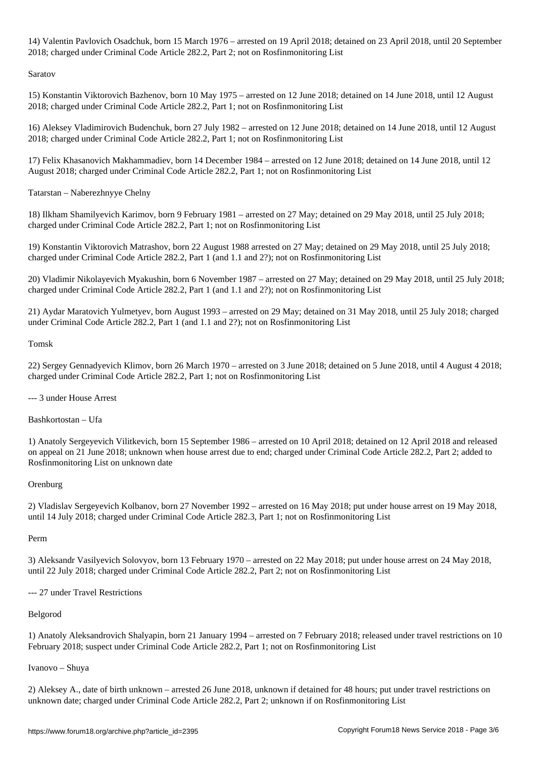14) Valentin Pavlovich Osadchuk, born 15 March 1976 – arrested on 19 April 2018; detained on 23 April 2018, until 20 September 2018; charged under Criminal Code Article 282.2, Part 2; not on Rosfinmonitoring List

Saratov

15) Konstantin Viktorovich Bazhenov, born 10 May 1975 – arrested on 12 June 2018; detained on 14 June 2018, until 12 August 2018; charged under Criminal Code Article 282.2, Part 1; not on Rosfinmonitoring List

16) Aleksey Vladimirovich Budenchuk, born 27 July 1982 – arrested on 12 June 2018; detained on 14 June 2018, until 12 August 2018; charged under Criminal Code Article 282.2, Part 1; not on Rosfinmonitoring List

17) Felix Khasanovich Makhammadiev, born 14 December 1984 – arrested on 12 June 2018; detained on 14 June 2018, until 12 August 2018; charged under Criminal Code Article 282.2, Part 1; not on Rosfinmonitoring List

Tatarstan – Naberezhnyye Chelny

18) Ilkham Shamilyevich Karimov, born 9 February 1981 – arrested on 27 May; detained on 29 May 2018, until 25 July 2018; charged under Criminal Code Article 282.2, Part 1; not on Rosfinmonitoring List

19) Konstantin Viktorovich Matrashov, born 22 August 1988 arrested on 27 May; detained on 29 May 2018, until 25 July 2018; charged under Criminal Code Article 282.2, Part 1 (and 1.1 and 2?); not on Rosfinmonitoring List

20) Vladimir Nikolayevich Myakushin, born 6 November 1987 – arrested on 27 May; detained on 29 May 2018, until 25 July 2018; charged under Criminal Code Article 282.2, Part 1 (and 1.1 and 2?); not on Rosfinmonitoring List

21) Aydar Maratovich Yulmetyev, born August 1993 – arrested on 29 May; detained on 31 May 2018, until 25 July 2018; charged under Criminal Code Article 282.2, Part 1 (and 1.1 and 2?); not on Rosfinmonitoring List

Tomsk

22) Sergey Gennadyevich Klimov, born 26 March 1970 – arrested on 3 June 2018; detained on 5 June 2018, until 4 August 4 2018; charged under Criminal Code Article 282.2, Part 1; not on Rosfinmonitoring List

--- 3 under House Arrest

Bashkortostan – Ufa

1) Anatoly Sergeyevich Vilitkevich, born 15 September 1986 – arrested on 10 April 2018; detained on 12 April 2018 and released on appeal on 21 June 2018; unknown when house arrest due to end; charged under Criminal Code Article 282.2, Part 2; added to Rosfinmonitoring List on unknown date

Orenburg

2) Vladislav Sergeyevich Kolbanov, born 27 November 1992 – arrested on 16 May 2018; put under house arrest on 19 May 2018, until 14 July 2018; charged under Criminal Code Article 282.3, Part 1; not on Rosfinmonitoring List

Perm

3) Aleksandr Vasilyevich Solovyov, born 13 February 1970 – arrested on 22 May 2018; put under house arrest on 24 May 2018, until 22 July 2018; charged under Criminal Code Article 282.2, Part 2; not on Rosfinmonitoring List

--- 27 under Travel Restrictions

Belgorod

1) Anatoly Aleksandrovich Shalyapin, born 21 January 1994 – arrested on 7 February 2018; released under travel restrictions on 10 February 2018; suspect under Criminal Code Article 282.2, Part 1; not on Rosfinmonitoring List

Ivanovo – Shuya

2) Aleksey A., date of birth unknown – arrested 26 June 2018, unknown if detained for 48 hours; put under travel restrictions on unknown date; charged under Criminal Code Article 282.2, Part 2; unknown if on Rosfinmonitoring List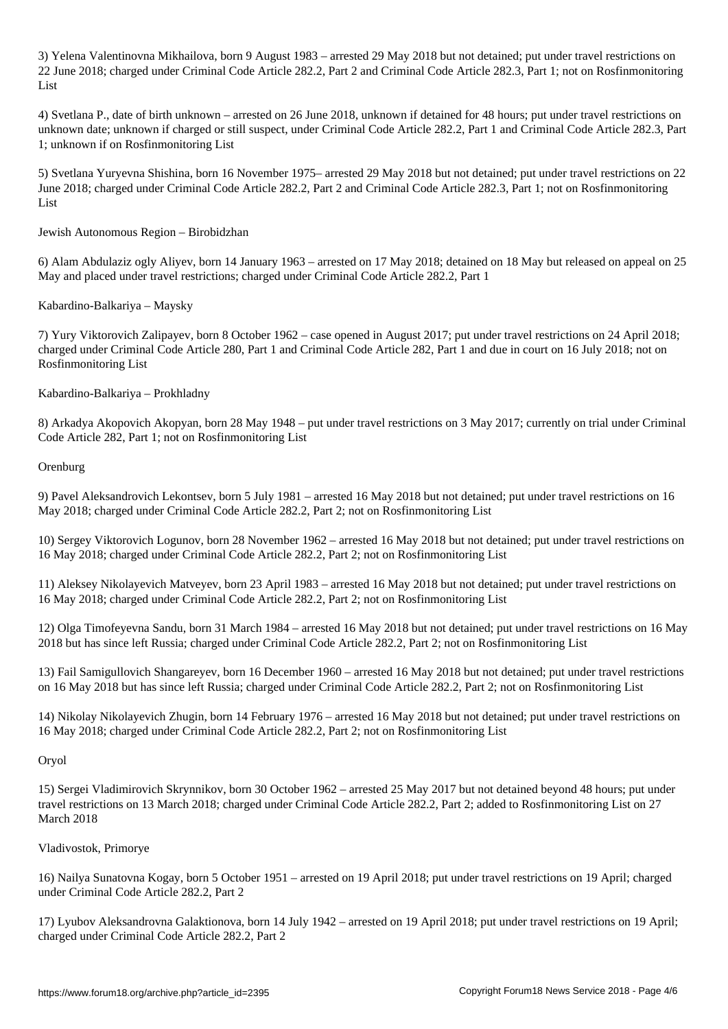3) Yelena Valentinovna Mikhailova, born 9 August 1983 – arrested 29 May 2018 but not detained; put under travel restrictions on 22 June 2018; charged under Criminal Code Article 282.2, Part 2 and Criminal Code Article 282.3, Part 1; not on Rosfinmonitoring List

4) Svetlana P., date of birth unknown – arrested on 26 June 2018, unknown if detained for 48 hours; put under travel restrictions on unknown date; unknown if charged or still suspect, under Criminal Code Article 282.2, Part 1 and Criminal Code Article 282.3, Part 1; unknown if on Rosfinmonitoring List

5) Svetlana Yuryevna Shishina, born 16 November 1975– arrested 29 May 2018 but not detained; put under travel restrictions on 22 June 2018; charged under Criminal Code Article 282.2, Part 2 and Criminal Code Article 282.3, Part 1; not on Rosfinmonitoring List

Jewish Autonomous Region – Birobidzhan

6) Alam Abdulaziz ogly Aliyev, born 14 January 1963 – arrested on 17 May 2018; detained on 18 May but released on appeal on 25 May and placed under travel restrictions; charged under Criminal Code Article 282.2, Part 1

Kabardino-Balkariya – Maysky

7) Yury Viktorovich Zalipayev, born 8 October 1962 – case opened in August 2017; put under travel restrictions on 24 April 2018; charged under Criminal Code Article 280, Part 1 and Criminal Code Article 282, Part 1 and due in court on 16 July 2018; not on Rosfinmonitoring List

Kabardino-Balkariya – Prokhladny

8) Arkadya Akopovich Akopyan, born 28 May 1948 – put under travel restrictions on 3 May 2017; currently on trial under Criminal Code Article 282, Part 1; not on Rosfinmonitoring List

Orenburg

9) Pavel Aleksandrovich Lekontsev, born 5 July 1981 – arrested 16 May 2018 but not detained; put under travel restrictions on 16 May 2018; charged under Criminal Code Article 282.2, Part 2; not on Rosfinmonitoring List

10) Sergey Viktorovich Logunov, born 28 November 1962 – arrested 16 May 2018 but not detained; put under travel restrictions on 16 May 2018; charged under Criminal Code Article 282.2, Part 2; not on Rosfinmonitoring List

11) Aleksey Nikolayevich Matveyev, born 23 April 1983 – arrested 16 May 2018 but not detained; put under travel restrictions on 16 May 2018; charged under Criminal Code Article 282.2, Part 2; not on Rosfinmonitoring List

12) Olga Timofeyevna Sandu, born 31 March 1984 – arrested 16 May 2018 but not detained; put under travel restrictions on 16 May 2018 but has since left Russia; charged under Criminal Code Article 282.2, Part 2; not on Rosfinmonitoring List

13) Fail Samigullovich Shangareyev, born 16 December 1960 – arrested 16 May 2018 but not detained; put under travel restrictions on 16 May 2018 but has since left Russia; charged under Criminal Code Article 282.2, Part 2; not on Rosfinmonitoring List

14) Nikolay Nikolayevich Zhugin, born 14 February 1976 – arrested 16 May 2018 but not detained; put under travel restrictions on 16 May 2018; charged under Criminal Code Article 282.2, Part 2; not on Rosfinmonitoring List

Oryol

15) Sergei Vladimirovich Skrynnikov, born 30 October 1962 – arrested 25 May 2017 but not detained beyond 48 hours; put under travel restrictions on 13 March 2018; charged under Criminal Code Article 282.2, Part 2; added to Rosfinmonitoring List on 27 March 2018

Vladivostok, Primorye

16) Nailya Sunatovna Kogay, born 5 October 1951 – arrested on 19 April 2018; put under travel restrictions on 19 April; charged under Criminal Code Article 282.2, Part 2

17) Lyubov Aleksandrovna Galaktionova, born 14 July 1942 – arrested on 19 April 2018; put under travel restrictions on 19 April; charged under Criminal Code Article 282.2, Part 2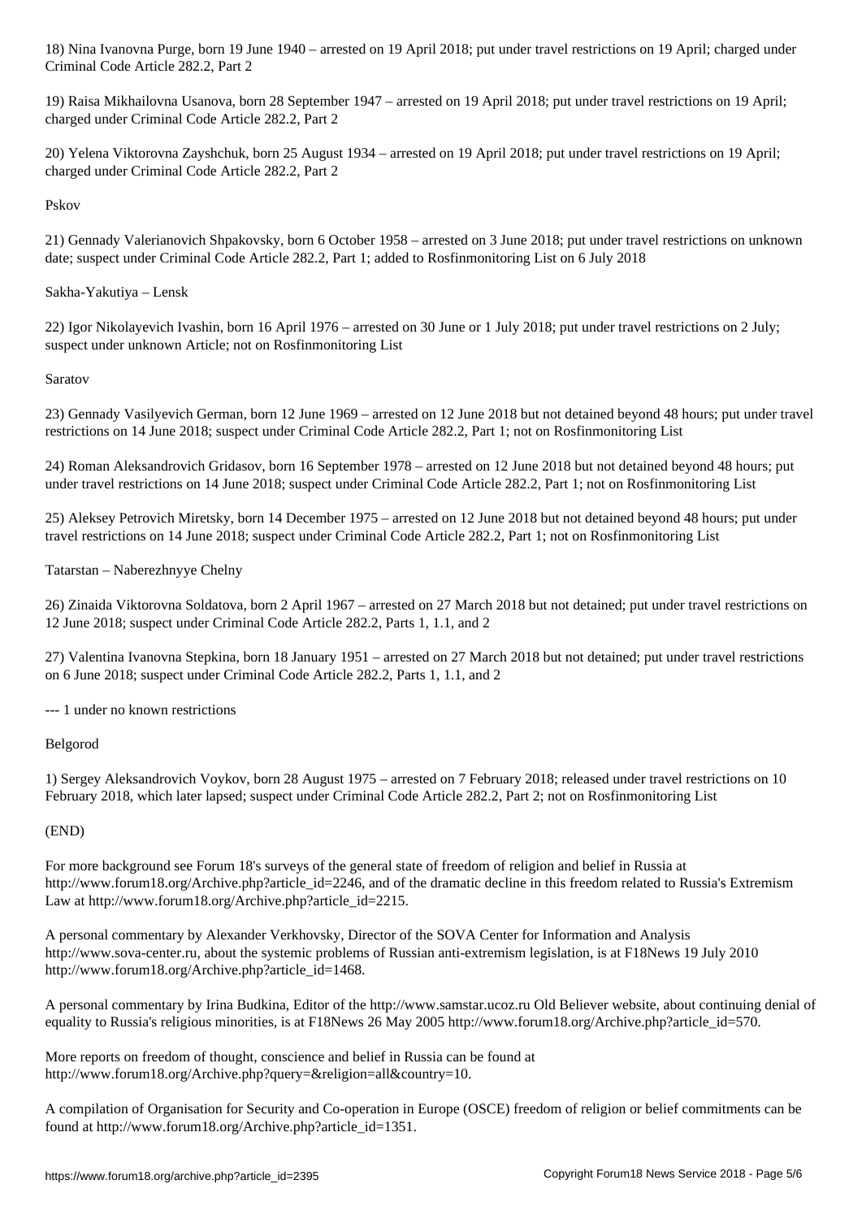18) Nina Ivanovna Purge, born 19 June 1940 – arrested on 19 April 2018; put under travel restrictions on 19 April; charged under Criminal Code Article 282.2, Part 2

19) Raisa Mikhailovna Usanova, born 28 September 1947 – arrested on 19 April 2018; put under travel restrictions on 19 April; charged under Criminal Code Article 282.2, Part 2

20) Yelena Viktorovna Zayshchuk, born 25 August 1934 – arrested on 19 April 2018; put under travel restrictions on 19 April; charged under Criminal Code Article 282.2, Part 2

Pskov

21) Gennady Valerianovich Shpakovsky, born 6 October 1958 – arrested on 3 June 2018; put under travel restrictions on unknown date; suspect under Criminal Code Article 282.2, Part 1; added to Rosfinmonitoring List on 6 July 2018

Sakha-Yakutiya – Lensk

22) Igor Nikolayevich Ivashin, born 16 April 1976 – arrested on 30 June or 1 July 2018; put under travel restrictions on 2 July; suspect under unknown Article; not on Rosfinmonitoring List

Saratov

23) Gennady Vasilyevich German, born 12 June 1969 – arrested on 12 June 2018 but not detained beyond 48 hours; put under travel restrictions on 14 June 2018; suspect under Criminal Code Article 282.2, Part 1; not on Rosfinmonitoring List

24) Roman Aleksandrovich Gridasov, born 16 September 1978 – arrested on 12 June 2018 but not detained beyond 48 hours; put under travel restrictions on 14 June 2018; suspect under Criminal Code Article 282.2, Part 1; not on Rosfinmonitoring List

25) Aleksey Petrovich Miretsky, born 14 December 1975 – arrested on 12 June 2018 but not detained beyond 48 hours; put under travel restrictions on 14 June 2018; suspect under Criminal Code Article 282.2, Part 1; not on Rosfinmonitoring List

Tatarstan – Naberezhnyye Chelny

26) Zinaida Viktorovna Soldatova, born 2 April 1967 – arrested on 27 March 2018 but not detained; put under travel restrictions on 12 June 2018; suspect under Criminal Code Article 282.2, Parts 1, 1.1, and 2

27) Valentina Ivanovna Stepkina, born 18 January 1951 – arrested on 27 March 2018 but not detained; put under travel restrictions on 6 June 2018; suspect under Criminal Code Article 282.2, Parts 1, 1.1, and 2

--- 1 under no known restrictions

Belgorod

1) Sergey Aleksandrovich Voykov, born 28 August 1975 – arrested on 7 February 2018; released under travel restrictions on 10 February 2018, which later lapsed; suspect under Criminal Code Article 282.2, Part 2; not on Rosfinmonitoring List

(END)

For more background see Forum 18's surveys of the general state of freedom of religion and belief in Russia at http://www.forum18.org/Archive.php?article_id=2246, and of the dramatic decline in this freedom related to Russia's Extremism Law at http://www.forum18.org/Archive.php?article_id=2215.

A personal commentary by Alexander Verkhovsky, Director of the SOVA Center for Information and Analysis http://www.sova-center.ru, about the systemic problems of Russian anti-extremism legislation, is at F18News 19 July 2010 http://www.forum18.org/Archive.php?article_id=1468.

A personal commentary by Irina Budkina, Editor of the http://www.samstar.ucoz.ru Old Believer website, about continuing denial of equality to Russia's religious minorities, is at F18News 26 May 2005 http://www.forum18.org/Archive.php?article_id=570.

More reports on freedom of thought, conscience and belief in Russia can be found at http://www.forum18.org/Archive.php?query=&religion=all&country=10.

A compilation of Organisation for Security and Co-operation in Europe (OSCE) freedom of religion or belief commitments can be found at http://www.forum18.org/Archive.php?article_id=1351.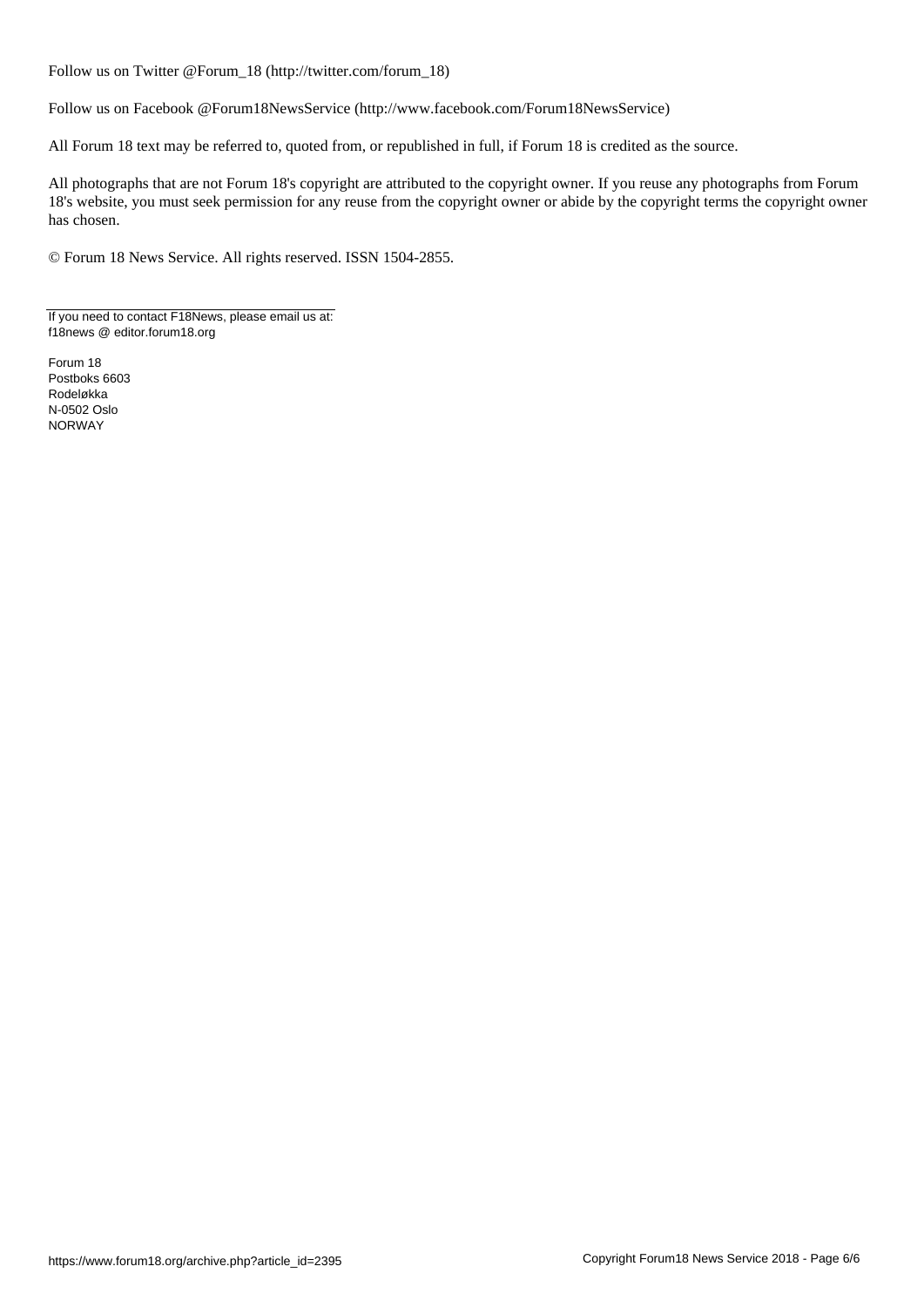Follow us on Twitter @Forum_18 (http://twitter.com/forum_18)

Follow us on Facebook @Forum18NewsService (http://www.facebook.com/Forum18NewsService)

All Forum 18 text may be referred to, quoted from, or republished in full, if Forum 18 is credited as the source.

All photographs that are not Forum 18's copyright are attributed to the copyright owner. If you reuse any photographs from Forum 18's website, you must seek permission for any reuse from the copyright owner or abide by the copyright terms the copyright owner has chosen.

© Forum 18 News Service. All rights reserved. ISSN 1504-2855.

If you need to contact F18News, please email us at:
f18news @ editor.forum18.org

Forum 18
Postboks 6603
Rodeløkka
N-0502 Oslo
NORWAY